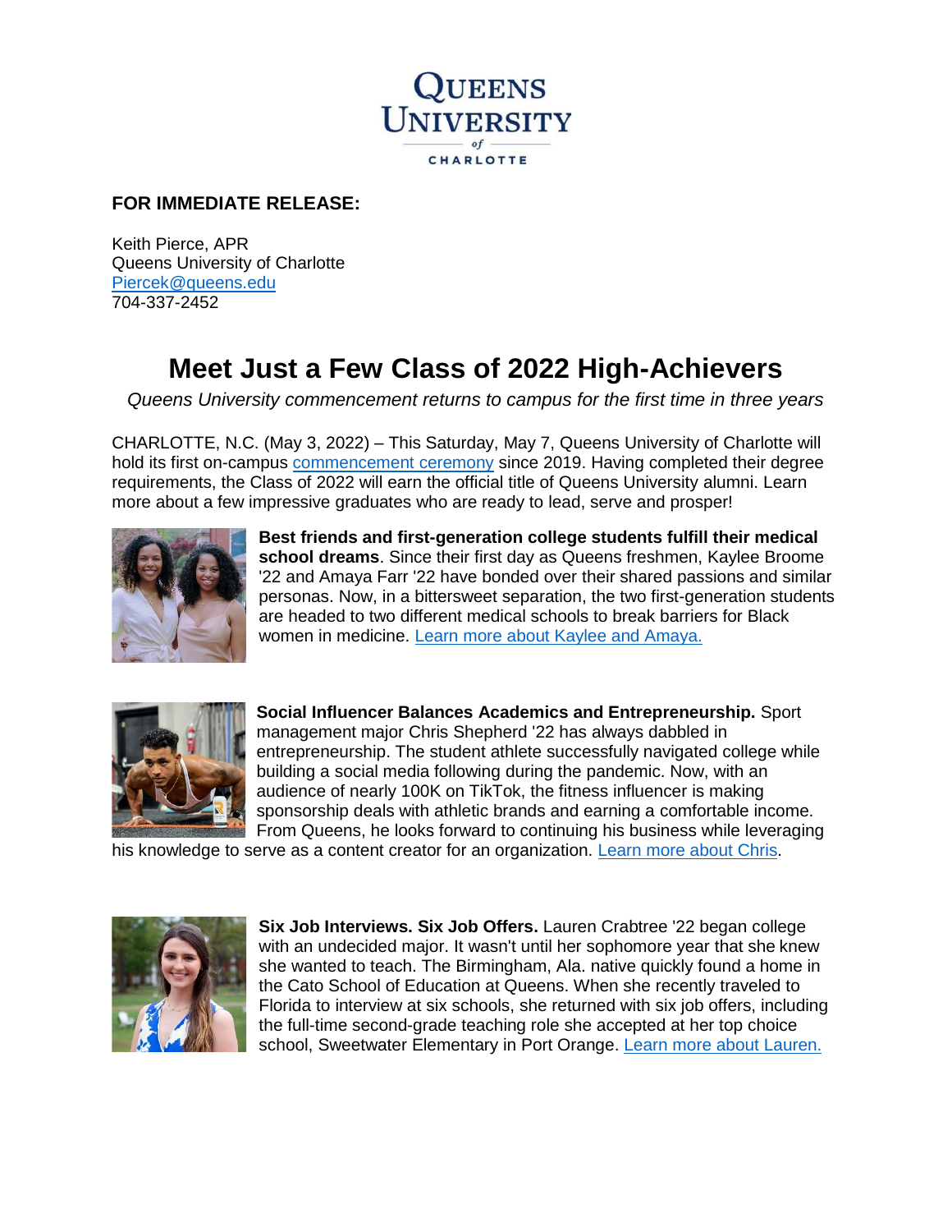QUEENS UNIVERSITY of CHARLOTTE

**FOR IMMEDIATE RELEASE:**

Keith Pierce, APR
Queens University of Charlotte
Piercek@queens.edu
704-337-2452

# Meet Just a Few Class of 2022 High-Achievers

*Queens University commencement returns to campus for the first time in three years*

CHARLOTTE, N.C. (May 3, 2022) – This Saturday, May 7, Queens University of Charlotte will hold its first on-campus commencement ceremony since 2019. Having completed their degree requirements, the Class of 2022 will earn the official title of Queens University alumni. Learn more about a few impressive graduates who are ready to lead, serve and prosper!

**Best friends and first-generation college students fulfill their medical school dreams**. Since their first day as Queens freshmen, Kaylee Broome '22 and Amaya Farr '22 have bonded over their shared passions and similar personas. Now, in a bittersweet separation, the two first-generation students are headed to two different medical schools to break barriers for Black women in medicine. Learn more about Kaylee and Amaya.

**Social Influencer Balances Academics and Entrepreneurship.** Sport management major Chris Shepherd '22 has always dabbled in entrepreneurship. The student athlete successfully navigated college while building a social media following during the pandemic. Now, with an audience of nearly 100K on TikTok, the fitness influencer is making sponsorship deals with athletic brands and earning a comfortable income. From Queens, he looks forward to continuing his business while leveraging his knowledge to serve as a content creator for an organization. Learn more about Chris.

**Six Job Interviews. Six Job Offers.** Lauren Crabtree '22 began college with an undecided major. It wasn't until her sophomore year that she knew she wanted to teach. The Birmingham, Ala. native quickly found a home in the Cato School of Education at Queens. When she recently traveled to Florida to interview at six schools, she returned with six job offers, including the full-time second-grade teaching role she accepted at her top choice school, Sweetwater Elementary in Port Orange. Learn more about Lauren.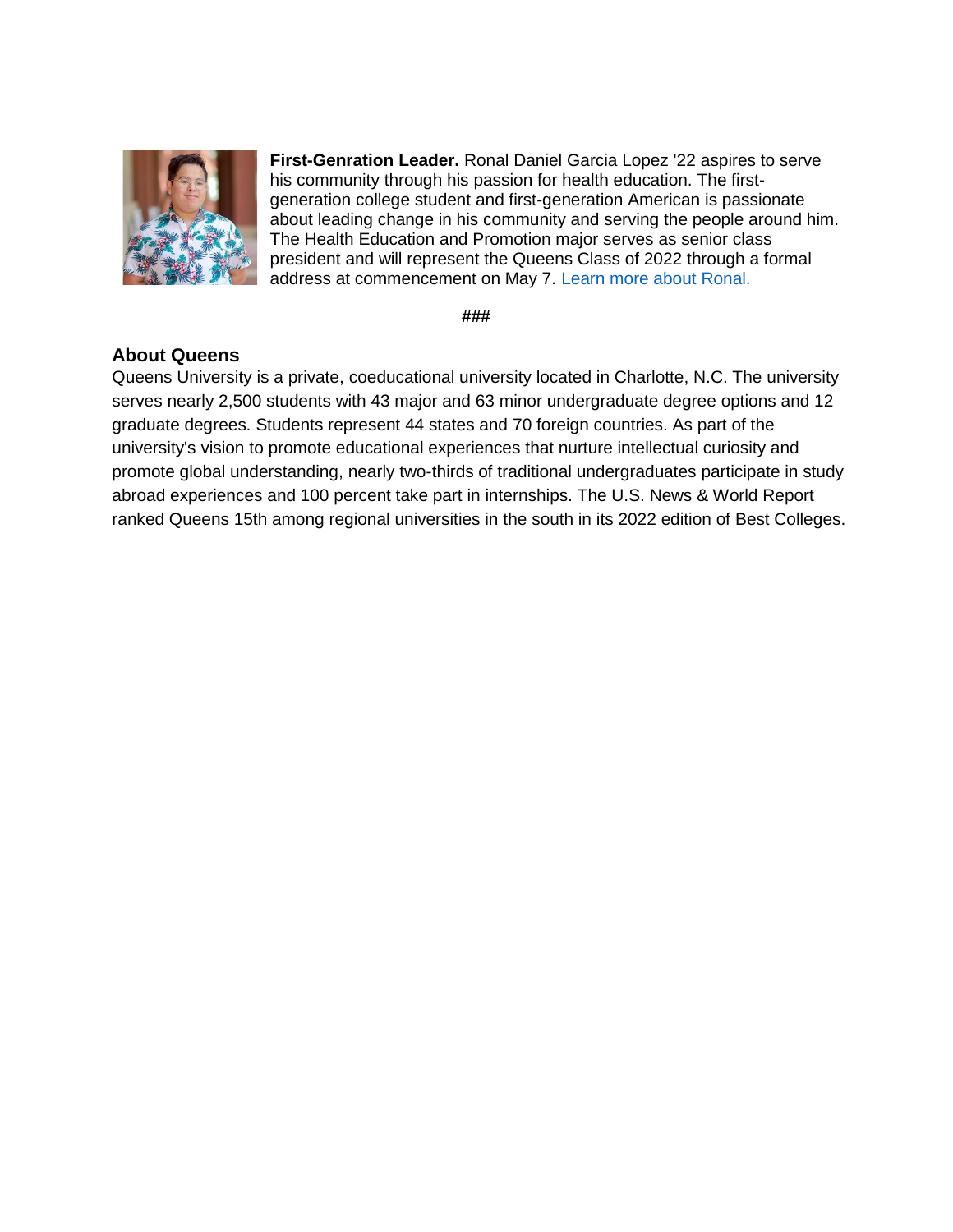**First-Genration Leader.** Ronal Daniel Garcia Lopez '22 aspires to serve his community through his passion for health education. The first-generation college student and first-generation American is passionate about leading change in his community and serving the people around him. The Health Education and Promotion major serves as senior class president and will represent the Queens Class of 2022 through a formal address at commencement on May 7. [Learn more about Ronal.]

###

## About Queens

Queens University is a private, coeducational university located in Charlotte, N.C. The university serves nearly 2,500 students with 43 major and 63 minor undergraduate degree options and 12 graduate degrees. Students represent 44 states and 70 foreign countries. As part of the university's vision to promote educational experiences that nurture intellectual curiosity and promote global understanding, nearly two-thirds of traditional undergraduates participate in study abroad experiences and 100 percent take part in internships. The U.S. News & World Report ranked Queens 15th among regional universities in the south in its 2022 edition of Best Colleges.